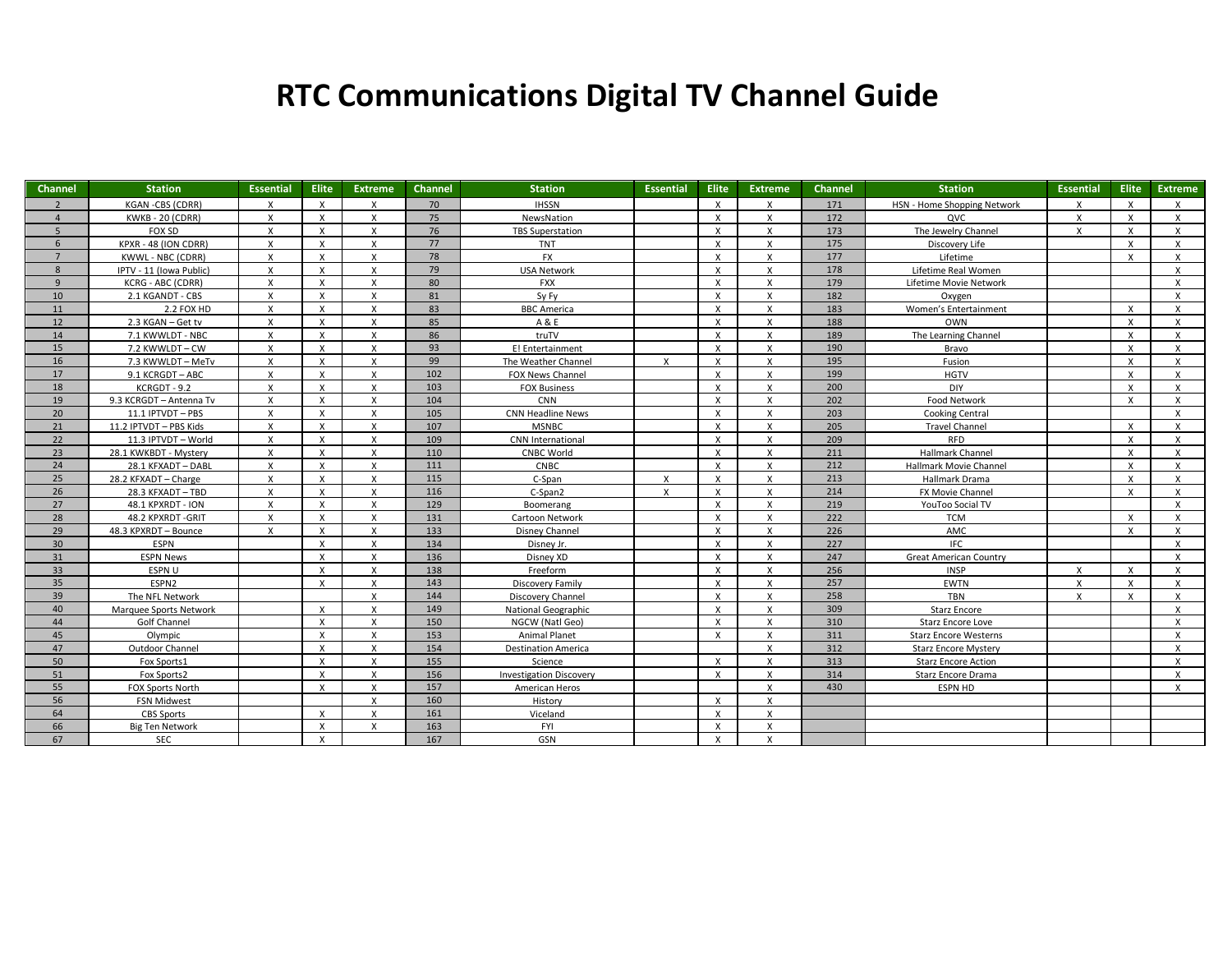# RTC Communications Digital TV Channel Guide

| Channel | Station | Essential | Elite | Extreme | Channel | Station | Essential | Elite | Extreme | Channel | Station | Essential | Elite | Extreme |
|---|---|---|---|---|---|---|---|---|---|---|---|---|---|---|
| 2 | KGAN -CBS (CDRR) | X | X | X | 70 | IHSSN | | X | X | 171 | HSN - Home Shopping Network | X | X | X |
| 4 | KWKB - 20 (CDRR) | X | X | X | 75 | NewsNation | | X | X | 172 | QVC | X | X | X |
| 5 | FOX SD | X | X | X | 76 | TBS Superstation | | X | X | 173 | The Jewelry Channel | X | X | X |
| 6 | KPXR - 48 (ION CDRR) | X | X | X | 77 | TNT | | X | X | 175 | Discovery Life | | X | X |
| 7 | KWWL - NBC (CDRR) | X | X | X | 78 | FX | | X | X | 177 | Lifetime | | X | X |
| 8 | IPTV - 11 (Iowa Public) | X | X | X | 79 | USA Network | | X | X | 178 | Lifetime Real Women | | | X |
| 9 | KCRG - ABC (CDRR) | X | X | X | 80 | FXX | | X | X | 179 | Lifetime Movie Network | | | X |
| 10 | 2.1 KGANDT - CBS | X | X | X | 81 | Sy Fy | | X | X | 182 | Oxygen | | | X |
| 11 | 2.2 FOX HD | X | X | X | 83 | BBC America | | X | X | 183 | Women's Entertainment | | X | X |
| 12 | 2.3 KGAN – Get tv | X | X | X | 85 | A & E | | X | X | 188 | OWN | | X | X |
| 14 | 7.1 KWWLDT - NBC | X | X | X | 86 | truTV | | X | X | 189 | The Learning Channel | | X | X |
| 15 | 7.2 KWWLDT – CW | X | X | X | 93 | E! Entertainment | | X | X | 190 | Bravo | | X | X |
| 16 | 7.3 KWWLDT – MeTv | X | X | X | 99 | The Weather Channel | X | X | X | 195 | Fusion | | X | X |
| 17 | 9.1 KCRGDT – ABC | X | X | X | 102 | FOX News Channel | | X | X | 199 | HGTV | | X | X |
| 18 | KCRGDT - 9.2 | X | X | X | 103 | FOX Business | | X | X | 200 | DIY | | X | X |
| 19 | 9.3 KCRGDT – Antenna Tv | X | X | X | 104 | CNN | | X | X | 202 | Food Network | | X | X |
| 20 | 11.1 IPTVDT – PBS | X | X | X | 105 | CNN Headline News | | X | X | 203 | Cooking Central | | | X |
| 21 | 11.2 IPTVDT – PBS Kids | X | X | X | 107 | MSNBC | | X | X | 205 | Travel Channel | | X | X |
| 22 | 11.3 IPTVDT – World | X | X | X | 109 | CNN International | | X | X | 209 | RFD | | X | X |
| 23 | 28.1 KWKBDT - Mystery | X | X | X | 110 | CNBC World | | X | X | 211 | Hallmark Channel | | X | X |
| 24 | 28.1 KFXADT – DABL | X | X | X | 111 | CNBC | | X | X | 212 | Hallmark Movie Channel | | X | X |
| 25 | 28.2 KFXADT – Charge | X | X | X | 115 | C-Span | X | X | X | 213 | Hallmark Drama | | X | X |
| 26 | 28.3 KFXADT – TBD | X | X | X | 116 | C-Span2 | X | X | X | 214 | FX Movie Channel | | X | X |
| 27 | 48.1 KPXRDT - ION | X | X | X | 129 | Boomerang | | X | X | 219 | YouToo Social TV | | | X |
| 28 | 48.2 KPXRDT -GRIT | X | X | X | 131 | Cartoon Network | | X | X | 222 | TCM | | X | X |
| 29 | 48.3 KPXRDT – Bounce | X | X | X | 133 | Disney Channel | | X | X | 226 | AMC | | X | X |
| 30 | ESPN | | X | X | 134 | Disney Jr. | | X | X | 227 | IFC | | | X |
| 31 | ESPN News | | X | X | 136 | Disney XD | | X | X | 247 | Great American Country | | | X |
| 33 | ESPN U | | X | X | 138 | Freeform | | X | X | 256 | INSP | X | X | X |
| 35 | ESPN2 | | X | X | 143 | Discovery Family | | X | X | 257 | EWTN | X | X | X |
| 39 | The NFL Network | | | X | 144 | Discovery Channel | | X | X | 258 | TBN | X | X | X |
| 40 | Marquee Sports Network | | X | X | 149 | National Geographic | | X | X | 309 | Starz Encore | | | X |
| 44 | Golf Channel | | X | X | 150 | NGCW (Natl Geo) | | X | X | 310 | Starz Encore Love | | | X |
| 45 | Olympic | | X | X | 153 | Animal Planet | | X | X | 311 | Starz Encore Westerns | | | X |
| 47 | Outdoor Channel | | X | X | 154 | Destination America | | | X | 312 | Starz Encore Mystery | | | X |
| 50 | Fox Sports1 | | X | X | 155 | Science | | X | X | 313 | Starz Encore Action | | | X |
| 51 | Fox Sports2 | | X | X | 156 | Investigation Discovery | | X | X | 314 | Starz Encore Drama | | | X |
| 55 | FOX Sports North | | X | X | 157 | American Heros | | | X | 430 | ESPN HD | | | X |
| 56 | FSN Midwest | | | X | 160 | History | | X | X | | | | | |
| 64 | CBS Sports | | X | X | 161 | Viceland | | X | X | | | | | |
| 66 | Big Ten Network | | X | X | 163 | FYI | | X | X | | | | | |
| 67 | SEC | | X | | 167 | GSN | | X | X | | | | | |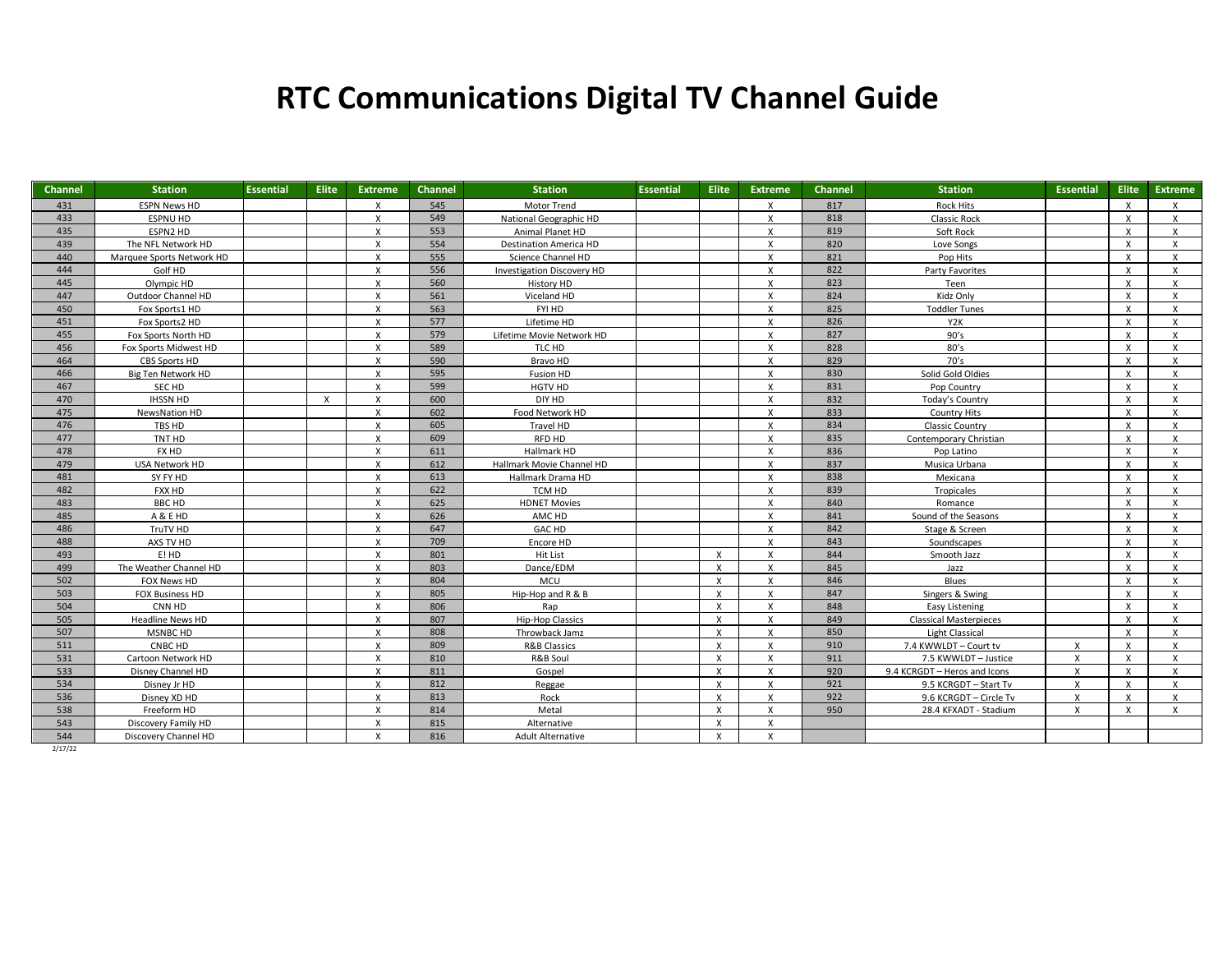# RTC Communications Digital TV Channel Guide

| Channel | Station | Essential | Elite | Extreme | Channel | Station | Essential | Elite | Extreme | Channel | Station | Essential | Elite | Extreme |
|---|---|---|---|---|---|---|---|---|---|---|---|---|---|---|
| 431 | ESPN News HD | | | X | 545 | Motor Trend | | | X | 817 | Rock Hits | | X | X |
| 433 | ESPNU HD | | | X | 549 | National Geographic HD | | | X | 818 | Classic Rock | | X | X |
| 435 | ESPN2 HD | | | X | 553 | Animal Planet HD | | | X | 819 | Soft Rock | | X | X |
| 439 | The NFL Network HD | | | X | 554 | Destination America HD | | | X | 820 | Love Songs | | X | X |
| 440 | Marquee Sports Network HD | | | X | 555 | Science Channel HD | | | X | 821 | Pop Hits | | X | X |
| 444 | Golf HD | | | X | 556 | Investigation Discovery HD | | | X | 822 | Party Favorites | | X | X |
| 445 | Olympic HD | | | X | 560 | History HD | | | X | 823 | Teen | | X | X |
| 447 | Outdoor Channel HD | | | X | 561 | Viceland HD | | | X | 824 | Kidz Only | | X | X |
| 450 | Fox Sports1 HD | | | X | 563 | FYI HD | | | X | 825 | Toddler Tunes | | X | X |
| 451 | Fox Sports2 HD | | | X | 577 | Lifetime HD | | | X | 826 | Y2K | | X | X |
| 455 | Fox Sports North HD | | | X | 579 | Lifetime Movie Network HD | | | X | 827 | 90's | | X | X |
| 456 | Fox Sports Midwest HD | | | X | 589 | TLC HD | | | X | 828 | 80's | | X | X |
| 464 | CBS Sports HD | | | X | 590 | Bravo HD | | | X | 829 | 70's | | X | X |
| 466 | Big Ten Network HD | | | X | 595 | Fusion HD | | | X | 830 | Solid Gold Oldies | | X | X |
| 467 | SEC HD | | | X | 599 | HGTV HD | | | X | 831 | Pop Country | | X | X |
| 470 | IHSSN HD | | X | X | 600 | DIY HD | | | X | 832 | Today's Country | | X | X |
| 475 | NewsNation HD | | | X | 602 | Food Network HD | | | X | 833 | Country Hits | | X | X |
| 476 | TBS HD | | | X | 605 | Travel HD | | | X | 834 | Classic Country | | X | X |
| 477 | TNT HD | | | X | 609 | RFD HD | | | X | 835 | Contemporary Christian | | X | X |
| 478 | FX HD | | | X | 611 | Hallmark HD | | | X | 836 | Pop Latino | | X | X |
| 479 | USA Network HD | | | X | 612 | Hallmark Movie Channel HD | | | X | 837 | Musica Urbana | | X | X |
| 481 | SY FY HD | | | X | 613 | Hallmark Drama HD | | | X | 838 | Mexicana | | X | X |
| 482 | FXX HD | | | X | 622 | TCM HD | | | X | 839 | Tropicales | | X | X |
| 483 | BBC HD | | | X | 625 | HDNET Movies | | | X | 840 | Romance | | X | X |
| 485 | A & E HD | | | X | 626 | AMC HD | | | X | 841 | Sound of the Seasons | | X | X |
| 486 | TruTV HD | | | X | 647 | GAC HD | | | X | 842 | Stage & Screen | | X | X |
| 488 | AXS TV HD | | | X | 709 | Encore HD | | | X | 843 | Soundscapes | | X | X |
| 493 | E! HD | | | X | 801 | Hit List | | X | X | 844 | Smooth Jazz | | X | X |
| 499 | The Weather Channel HD | | | X | 803 | Dance/EDM | | X | X | 845 | Jazz | | X | X |
| 502 | FOX News HD | | | X | 804 | MCU | | X | X | 846 | Blues | | X | X |
| 503 | FOX Business HD | | | X | 805 | Hip-Hop and R & B | | X | X | 847 | Singers & Swing | | X | X |
| 504 | CNN HD | | | X | 806 | Rap | | X | X | 848 | Easy Listening | | X | X |
| 505 | Headline News HD | | | X | 807 | Hip-Hop Classics | | X | X | 849 | Classical Masterpieces | | X | X |
| 507 | MSNBC HD | | | X | 808 | Throwback Jamz | | X | X | 850 | Light Classical | | X | X |
| 511 | CNBC HD | | | X | 809 | R&B Classics | | X | X | 910 | 7.4 KWWLDT – Court tv | X | X | X |
| 531 | Cartoon Network HD | | | X | 810 | R&B Soul | | X | X | 911 | 7.5 KWWLDT – Justice | X | X | X |
| 533 | Disney Channel HD | | | X | 811 | Gospel | | X | X | 920 | 9.4 KCRGDT – Heros and Icons | X | X | X |
| 534 | Disney Jr HD | | | X | 812 | Reggae | | X | X | 921 | 9.5 KCRGDT – Start Tv | X | X | X |
| 536 | Disney XD HD | | | X | 813 | Rock | | X | X | 922 | 9.6 KCRGDT – Circle Tv | X | X | X |
| 538 | Freeform HD | | | X | 814 | Metal | | X | X | 950 | 28.4 KFXADT - Stadium | X | X | X |
| 543 | Discovery Family HD | | | X | 815 | Alternative | | X | X | | | | | |
| 544 | Discovery Channel HD | | | X | 816 | Adult Alternative | | X | X | | | | | |

2/17/22